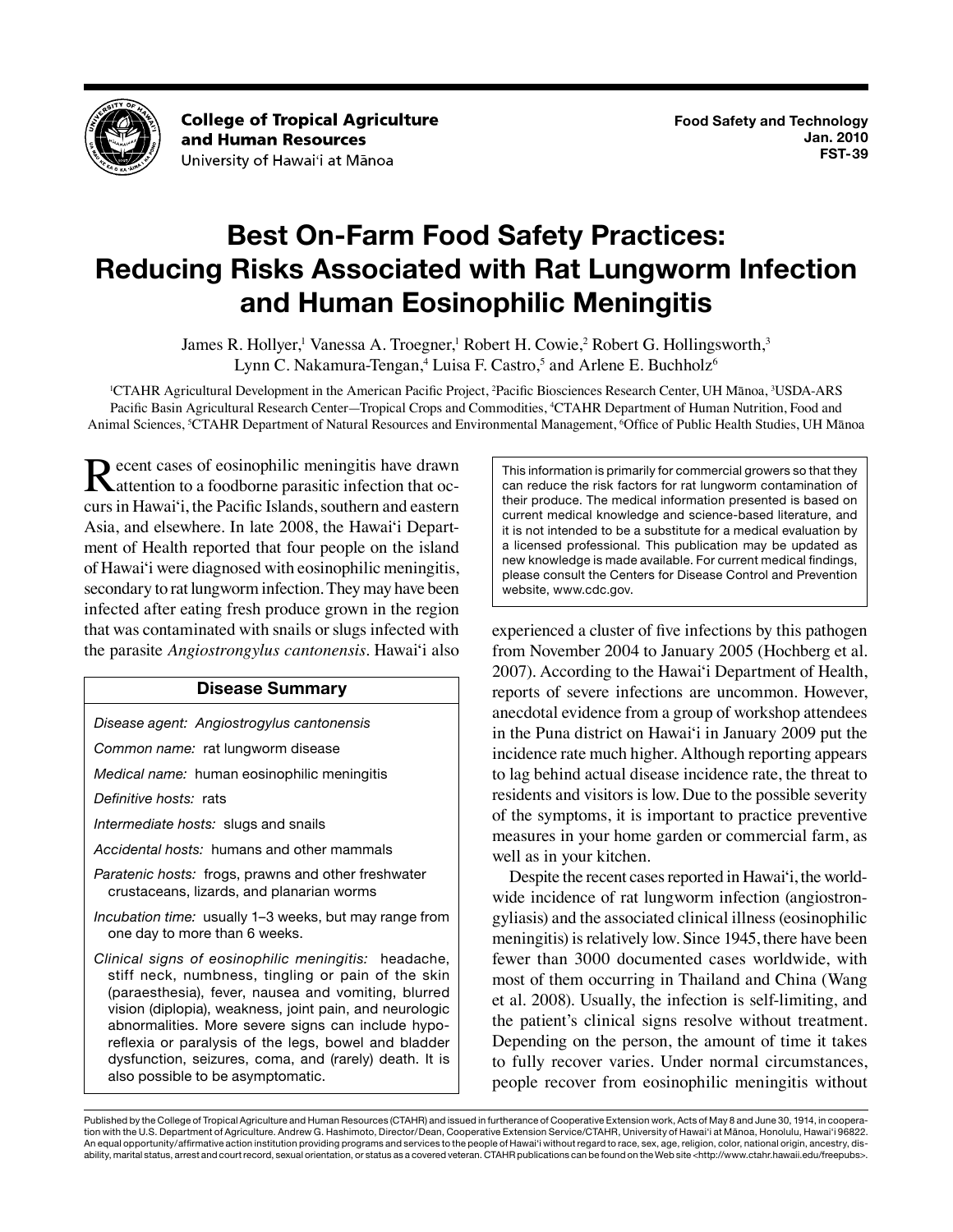College of Tropical Agriculture and Human Resources
University of Hawai'i at Mānoa

Food Safety and Technology
Jan. 2010
FST-39

# Best On-Farm Food Safety Practices: Reducing Risks Associated with Rat Lungworm Infection and Human Eosinophilic Meningitis

James R. Hollyer,[1] Vanessa A. Troegner,[1] Robert H. Cowie,[2] Robert G. Hollingsworth,[3] Lynn C. Nakamura-Tengan,[4] Luisa F. Castro,[5] and Arlene E. Buchholz[6]

[1]CTAHR Agricultural Development in the American Pacific Project, [2]Pacific Biosciences Research Center, UH Mānoa, [3]USDA-ARS Pacific Basin Agricultural Research Center—Tropical Crops and Commodities, [4]CTAHR Department of Human Nutrition, Food and Animal Sciences, [5]CTAHR Department of Natural Resources and Environmental Management, [6]Office of Public Health Studies, UH Mānoa

Recent cases of eosinophilic meningitis have drawn attention to a foodborne parasitic infection that occurs in Hawai'i, the Pacific Islands, southern and eastern Asia, and elsewhere. In late 2008, the Hawai'i Department of Health reported that four people on the island of Hawai'i were diagnosed with eosinophilic meningitis, secondary to rat lungworm infection. They may have been infected after eating fresh produce grown in the region that was contaminated with snails or slugs infected with the parasite *Angiostrongylus cantonensis*. Hawai'i also experienced a cluster of five infections by this pathogen from November 2004 to January 2005 (Hochberg et al. 2007). According to the Hawai'i Department of Health, reports of severe infections are uncommon. However, anecdotal evidence from a group of workshop attendees in the Puna district on Hawai'i in January 2009 put the incidence rate much higher. Although reporting appears to lag behind actual disease incidence rate, the threat to residents and visitors is low. Due to the possible severity of the symptoms, it is important to practice preventive measures in your home garden or commercial farm, as well as in your kitchen.

> This information is primarily for commercial growers so that they can reduce the risk factors for rat lungworm contamination of their produce. The medical information presented is based on current medical knowledge and science-based literature, and it is not intended to be a substitute for a medical evaluation by a licensed professional. This publication may be updated as new knowledge is made available. For current medical findings, please consult the Centers for Disease Control and Prevention website, www.cdc.gov.

### Disease Summary

*Disease agent:* Angiostrogylus cantonensis

*Common name:* rat lungworm disease

*Medical name:* human eosinophilic meningitis

*Definitive hosts:* rats

*Intermediate hosts:* slugs and snails

*Accidental hosts:* humans and other mammals

*Paratenic hosts:* frogs, prawns and other freshwater crustaceans, lizards, and planarian worms

*Incubation time:* usually 1–3 weeks, but may range from one day to more than 6 weeks.

*Clinical signs of eosinophilic meningitis:* headache, stiff neck, numbness, tingling or pain of the skin (paraesthesia), fever, nausea and vomiting, blurred vision (diplopia), weakness, joint pain, and neurologic abnormalities. More severe signs can include hyporeflexia or paralysis of the legs, bowel and bladder dysfunction, seizures, coma, and (rarely) death. It is also possible to be asymptomatic.

Despite the recent cases reported in Hawai'i, the worldwide incidence of rat lungworm infection (angiostrongyliasis) and the associated clinical illness (eosinophilic meningitis) is relatively low. Since 1945, there have been fewer than 3000 documented cases worldwide, with most of them occurring in Thailand and China (Wang et al. 2008). Usually, the infection is self-limiting, and the patient's clinical signs resolve without treatment. Depending on the person, the amount of time it takes to fully recover varies. Under normal circumstances, people recover from eosinophilic meningitis without

Published by the College of Tropical Agriculture and Human Resources (CTAHR) and issued in furtherance of Cooperative Extension work, Acts of May 8 and June 30, 1914, in cooperation with the U.S. Department of Agriculture. Andrew G. Hashimoto, Director/Dean, Cooperative Extension Service/CTAHR, University of Hawai'i at Mānoa, Honolulu, Hawai'i 96822. An equal opportunity/affirmative action institution providing programs and services to the people of Hawai'i without regard to race, sex, age, religion, color, national origin, ancestry, disability, marital status, arrest and court record, sexual orientation, or status as a covered veteran. CTAHR publications can be found on the Web site <http://www.ctahr.hawaii.edu/freepubs>.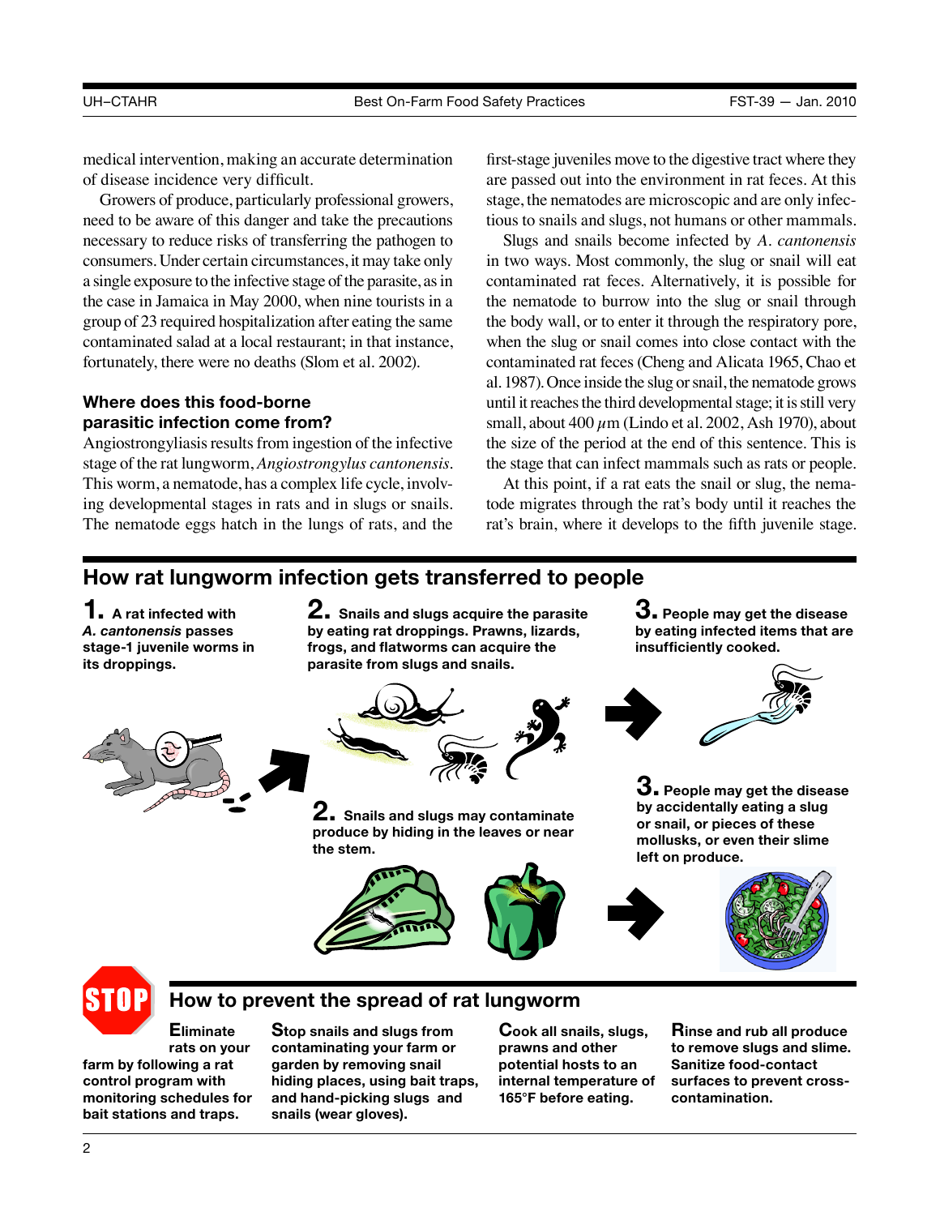medical intervention, making an accurate determination of disease incidence very difficult.

Growers of produce, particularly professional growers, need to be aware of this danger and take the precautions necessary to reduce risks of transferring the pathogen to consumers. Under certain circumstances, it may take only a single exposure to the infective stage of the parasite, as in the case in Jamaica in May 2000, when nine tourists in a group of 23 required hospitalization after eating the same contaminated salad at a local restaurant; in that instance, fortunately, there were no deaths (Slom et al. 2002).

### Where does this food-borne parasitic infection come from?

Angiostrongyliasis results from ingestion of the infective stage of the rat lungworm, *Angiostrongylus cantonensis*. This worm, a nematode, has a complex life cycle, involving developmental stages in rats and in slugs or snails. The nematode eggs hatch in the lungs of rats, and the first-stage juveniles move to the digestive tract where they are passed out into the environment in rat feces. At this stage, the nematodes are microscopic and are only infectious to snails and slugs, not humans or other mammals.

Slugs and snails become infected by *A. cantonensis* in two ways. Most commonly, the slug or snail will eat contaminated rat feces. Alternatively, it is possible for the nematode to burrow into the slug or snail through the body wall, or to enter it through the respiratory pore, when the slug or snail comes into close contact with the contaminated rat feces (Cheng and Alicata 1965, Chao et al. 1987). Once inside the slug or snail, the nematode grows until it reaches the third developmental stage; it is still very small, about 400 $\mu$m (Lindo et al. 2002, Ash 1970), about the size of the period at the end of this sentence. This is the stage that can infect mammals such as rats or people.

At this point, if a rat eats the snail or slug, the nematode migrates through the rat's body until it reaches the rat's brain, where it develops to the fifth juvenile stage.

## How rat lungworm infection gets transferred to people

**1.** **A rat infected with *A. cantonensis* passes stage-1 juvenile worms in its droppings.**

**2.** **Snails and slugs acquire the parasite by eating rat droppings. Prawns, lizards, frogs, and flatworms can acquire the parasite from slugs and snails.**

**3.** **People may get the disease by eating infected items that are insufficiently cooked.**

**2.** **Snails and slugs may contaminate produce by hiding in the leaves or near the stem.**

**3.** **People may get the disease by accidentally eating a slug or snail, or pieces of these mollusks, or even their slime left on produce.**

## How to prevent the spread of rat lungworm

**Eliminate rats on your farm by following a rat control program with monitoring schedules for bait stations and traps.**

**Stop snails and slugs from contaminating your farm or garden by removing snail hiding places, using bait traps, and hand-picking slugs and snails (wear gloves).**

**Cook all snails, slugs, prawns and other potential hosts to an internal temperature of 165°F before eating.**

**Rinse and rub all produce to remove slugs and slime. Sanitize food-contact surfaces to prevent cross-contamination.**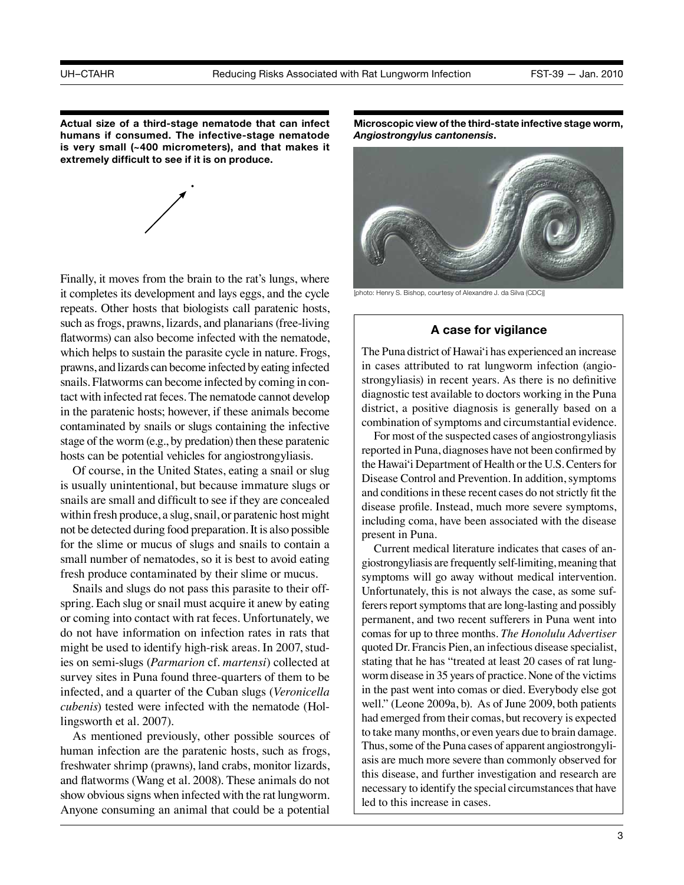**Actual size of a third-stage nematode that can infect humans if consumed. The infective-stage nematode is very small (~400 micrometers), and that makes it extremely difficult to see if it is on produce.**

Finally, it moves from the brain to the rat's lungs, where it completes its development and lays eggs, and the cycle repeats. Other hosts that biologists call paratenic hosts, such as frogs, prawns, lizards, and planarians (free-living flatworms) can also become infected with the nematode, which helps to sustain the parasite cycle in nature. Frogs, prawns, and lizards can become infected by eating infected snails. Flatworms can become infected by coming in contact with infected rat feces. The nematode cannot develop in the paratenic hosts; however, if these animals become contaminated by snails or slugs containing the infective stage of the worm (e.g., by predation) then these paratenic hosts can be potential vehicles for angiostrongyliasis.

Of course, in the United States, eating a snail or slug is usually unintentional, but because immature slugs or snails are small and difficult to see if they are concealed within fresh produce, a slug, snail, or paratenic host might not be detected during food preparation. It is also possible for the slime or mucus of slugs and snails to contain a small number of nematodes, so it is best to avoid eating fresh produce contaminated by their slime or mucus.

Snails and slugs do not pass this parasite to their offspring. Each slug or snail must acquire it anew by eating or coming into contact with rat feces. Unfortunately, we do not have information on infection rates in rats that might be used to identify high-risk areas. In 2007, studies on semi-slugs (*Parmarion* cf. *martensi*) collected at survey sites in Puna found three-quarters of them to be infected, and a quarter of the Cuban slugs (*Veronicella cubenis*) tested were infected with the nematode (Hollingsworth et al. 2007).

As mentioned previously, other possible sources of human infection are the paratenic hosts, such as frogs, freshwater shrimp (prawns), land crabs, monitor lizards, and flatworms (Wang et al. 2008). These animals do not show obvious signs when infected with the rat lungworm. Anyone consuming an animal that could be a potential

**Microscopic view of the third-state infective stage worm, *Angiostrongylus cantonensis*.**

[photo: Henry S. Bishop, courtesy of Alexandre J. da Silva (CDC)]

### A case for vigilance

The Puna district of Hawai'i has experienced an increase in cases attributed to rat lungworm infection (angiostrongyliasis) in recent years. As there is no definitive diagnostic test available to doctors working in the Puna district, a positive diagnosis is generally based on a combination of symptoms and circumstantial evidence.

For most of the suspected cases of angiostrongyliasis reported in Puna, diagnoses have not been confirmed by the Hawai'i Department of Health or the U.S. Centers for Disease Control and Prevention. In addition, symptoms and conditions in these recent cases do not strictly fit the disease profile. Instead, much more severe symptoms, including coma, have been associated with the disease present in Puna.

Current medical literature indicates that cases of angiostrongyliasis are frequently self-limiting, meaning that symptoms will go away without medical intervention. Unfortunately, this is not always the case, as some sufferers report symptoms that are long-lasting and possibly permanent, and two recent sufferers in Puna went into comas for up to three months. *The Honolulu Advertiser* quoted Dr. Francis Pien, an infectious disease specialist, stating that he has "treated at least 20 cases of rat lungworm disease in 35 years of practice. None of the victims in the past went into comas or died. Everybody else got well." (Leone 2009a, b). As of June 2009, both patients had emerged from their comas, but recovery is expected to take many months, or even years due to brain damage. Thus, some of the Puna cases of apparent angiostrongyliasis are much more severe than commonly observed for this disease, and further investigation and research are necessary to identify the special circumstances that have led to this increase in cases.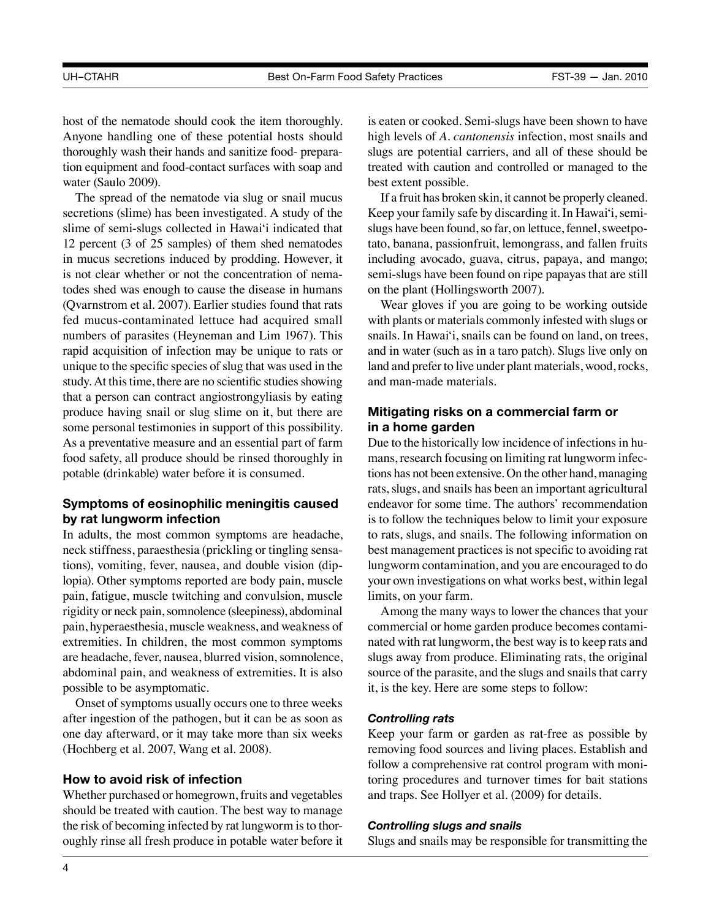host of the nematode should cook the item thoroughly. Anyone handling one of these potential hosts should thoroughly wash their hands and sanitize food- preparation equipment and food-contact surfaces with soap and water (Saulo 2009).

The spread of the nematode via slug or snail mucus secretions (slime) has been investigated. A study of the slime of semi-slugs collected in Hawai'i indicated that 12 percent (3 of 25 samples) of them shed nematodes in mucus secretions induced by prodding. However, it is not clear whether or not the concentration of nematodes shed was enough to cause the disease in humans (Qvarnstrom et al. 2007). Earlier studies found that rats fed mucus-contaminated lettuce had acquired small numbers of parasites (Heyneman and Lim 1967). This rapid acquisition of infection may be unique to rats or unique to the specific species of slug that was used in the study. At this time, there are no scientific studies showing that a person can contract angiostrongyliasis by eating produce having snail or slug slime on it, but there are some personal testimonies in support of this possibility. As a preventative measure and an essential part of farm food safety, all produce should be rinsed thoroughly in potable (drinkable) water before it is consumed.

### Symptoms of eosinophilic meningitis caused by rat lungworm infection

In adults, the most common symptoms are headache, neck stiffness, paraesthesia (prickling or tingling sensations), vomiting, fever, nausea, and double vision (diplopia). Other symptoms reported are body pain, muscle pain, fatigue, muscle twitching and convulsion, muscle rigidity or neck pain, somnolence (sleepiness), abdominal pain, hyperaesthesia, muscle weakness, and weakness of extremities. In children, the most common symptoms are headache, fever, nausea, blurred vision, somnolence, abdominal pain, and weakness of extremities. It is also possible to be asymptomatic.

Onset of symptoms usually occurs one to three weeks after ingestion of the pathogen, but it can be as soon as one day afterward, or it may take more than six weeks (Hochberg et al. 2007, Wang et al. 2008).

### How to avoid risk of infection

Whether purchased or homegrown, fruits and vegetables should be treated with caution. The best way to manage the risk of becoming infected by rat lungworm is to thoroughly rinse all fresh produce in potable water before it is eaten or cooked. Semi-slugs have been shown to have high levels of *A. cantonensis* infection, most snails and slugs are potential carriers, and all of these should be treated with caution and controlled or managed to the best extent possible.

If a fruit has broken skin, it cannot be properly cleaned. Keep your family safe by discarding it. In Hawai'i, semi-slugs have been found, so far, on lettuce, fennel, sweetpotato, banana, passionfruit, lemongrass, and fallen fruits including avocado, guava, citrus, papaya, and mango; semi-slugs have been found on ripe papayas that are still on the plant (Hollingsworth 2007).

Wear gloves if you are going to be working outside with plants or materials commonly infested with slugs or snails. In Hawai'i, snails can be found on land, on trees, and in water (such as in a taro patch). Slugs live only on land and prefer to live under plant materials, wood, rocks, and man-made materials.

### Mitigating risks on a commercial farm or in a home garden

Due to the historically low incidence of infections in humans, research focusing on limiting rat lungworm infections has not been extensive. On the other hand, managing rats, slugs, and snails has been an important agricultural endeavor for some time. The authors' recommendation is to follow the techniques below to limit your exposure to rats, slugs, and snails. The following information on best management practices is not specific to avoiding rat lungworm contamination, and you are encouraged to do your own investigations on what works best, within legal limits, on your farm.

Among the many ways to lower the chances that your commercial or home garden produce becomes contaminated with rat lungworm, the best way is to keep rats and slugs away from produce. Eliminating rats, the original source of the parasite, and the slugs and snails that carry it, is the key. Here are some steps to follow:

#### *Controlling rats*

Keep your farm or garden as rat-free as possible by removing food sources and living places. Establish and follow a comprehensive rat control program with monitoring procedures and turnover times for bait stations and traps. See Hollyer et al. (2009) for details.

#### *Controlling slugs and snails*

Slugs and snails may be responsible for transmitting the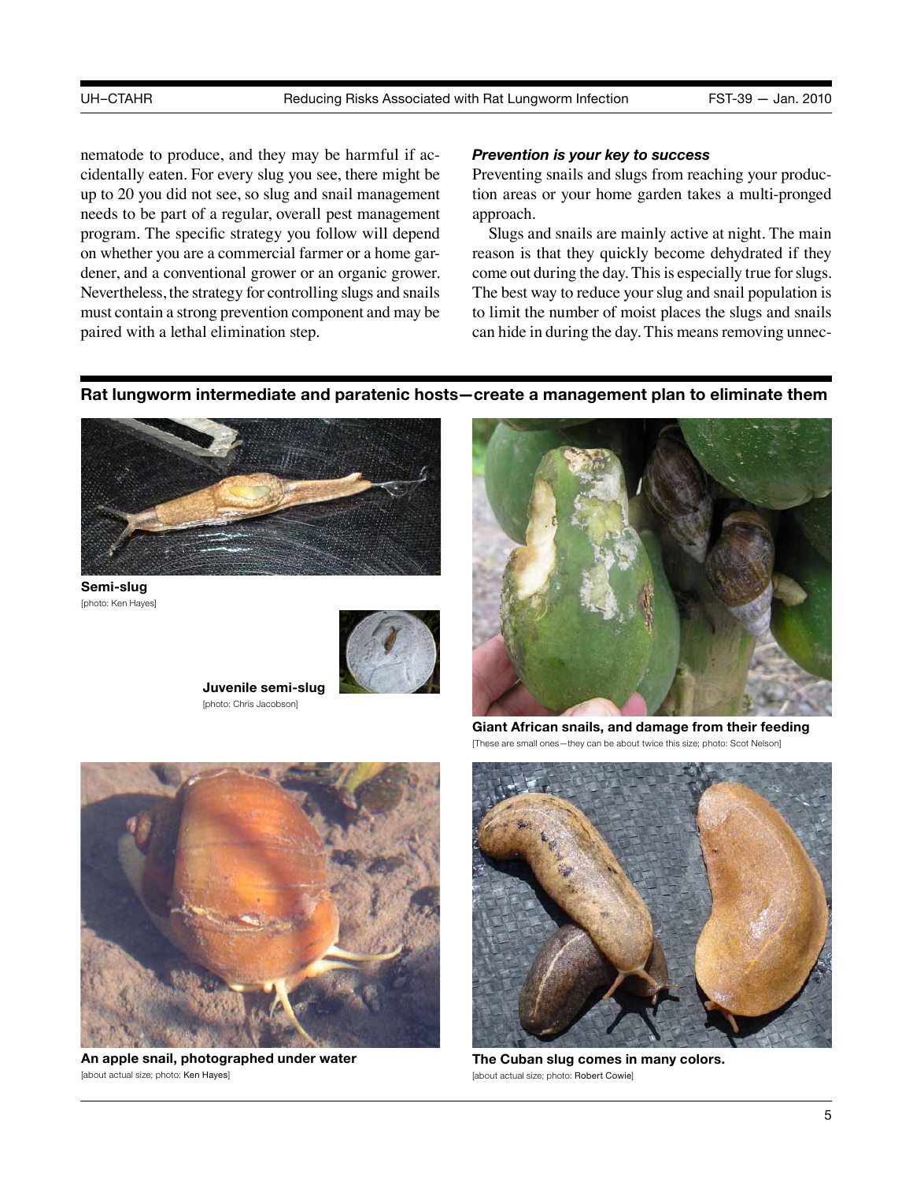nematode to produce, and they may be harmful if accidentally eaten. For every slug you see, there might be up to 20 you did not see, so slug and snail management needs to be part of a regular, overall pest management program. The specific strategy you follow will depend on whether you are a commercial farmer or a home gardener, and a conventional grower or an organic grower. Nevertheless, the strategy for controlling slugs and snails must contain a strong prevention component and may be paired with a lethal elimination step.

### *Prevention is your key to success*

Preventing snails and slugs from reaching your production areas or your home garden takes a multi-pronged approach.

Slugs and snails are mainly active at night. The main reason is that they quickly become dehydrated if they come out during the day. This is especially true for slugs. The best way to reduce your slug and snail population is to limit the number of moist places the slugs and snails can hide in during the day. This means removing unnec-

## Rat lungworm intermediate and paratenic hosts—create a management plan to eliminate them

**Semi-slug**
[photo: Ken Hayes]

**Juvenile semi-slug**
[photo: Chris Jacobson]

**Giant African snails, and damage from their feeding**
[These are small ones—they can be about twice this size; photo: Scot Nelson]

**An apple snail, photographed under water**
[about actual size; photo: Ken Hayes]

**The Cuban slug comes in many colors.**
[about actual size; photo: Robert Cowie]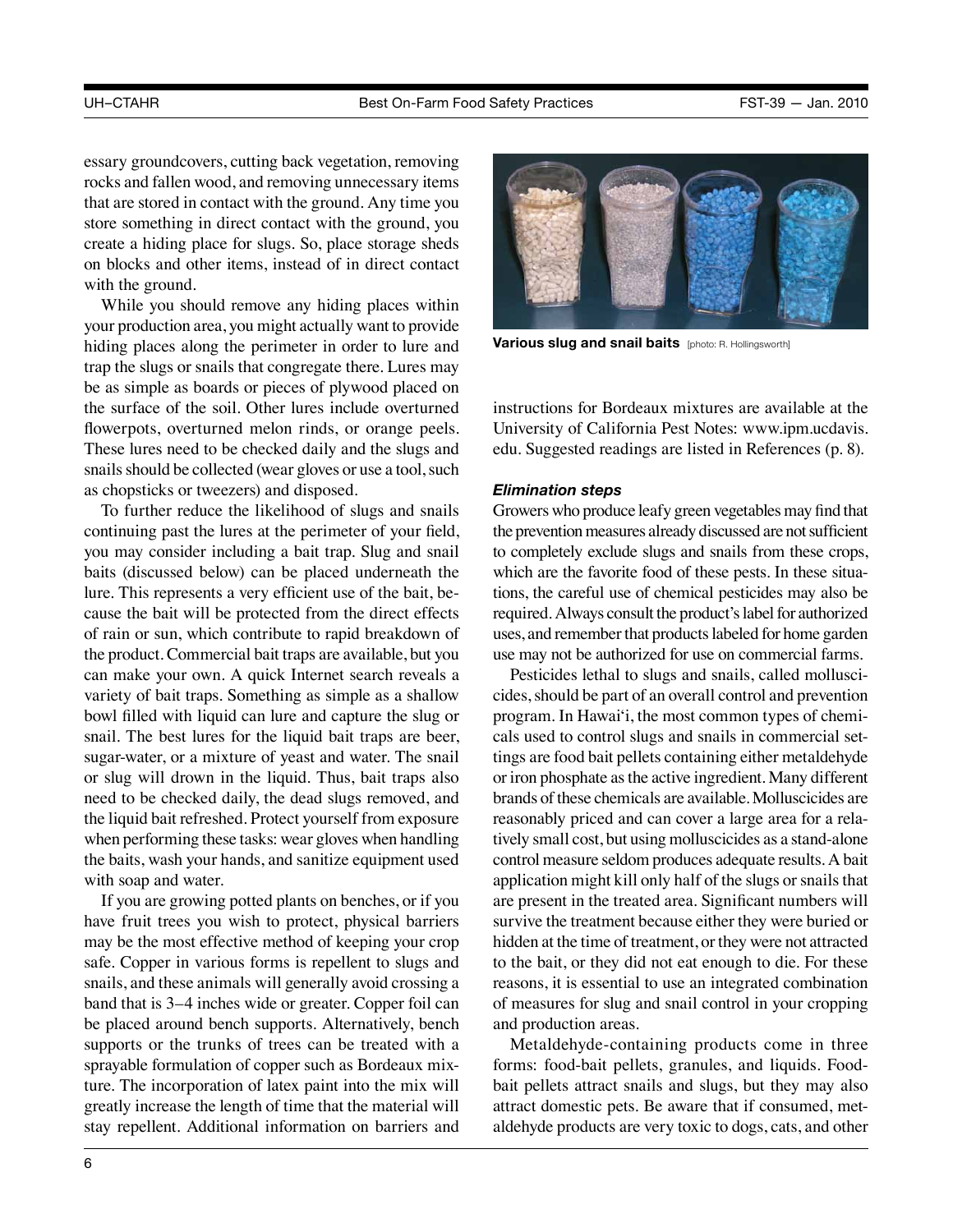essary groundcovers, cutting back vegetation, removing rocks and fallen wood, and removing unnecessary items that are stored in contact with the ground. Any time you store something in direct contact with the ground, you create a hiding place for slugs. So, place storage sheds on blocks and other items, instead of in direct contact with the ground.

While you should remove any hiding places within your production area, you might actually want to provide hiding places along the perimeter in order to lure and trap the slugs or snails that congregate there. Lures may be as simple as boards or pieces of plywood placed on the surface of the soil. Other lures include overturned flowerpots, overturned melon rinds, or orange peels. These lures need to be checked daily and the slugs and snails should be collected (wear gloves or use a tool, such as chopsticks or tweezers) and disposed.

To further reduce the likelihood of slugs and snails continuing past the lures at the perimeter of your field, you may consider including a bait trap. Slug and snail baits (discussed below) can be placed underneath the lure. This represents a very efficient use of the bait, because the bait will be protected from the direct effects of rain or sun, which contribute to rapid breakdown of the product. Commercial bait traps are available, but you can make your own. A quick Internet search reveals a variety of bait traps. Something as simple as a shallow bowl filled with liquid can lure and capture the slug or snail. The best lures for the liquid bait traps are beer, sugar-water, or a mixture of yeast and water. The snail or slug will drown in the liquid. Thus, bait traps also need to be checked daily, the dead slugs removed, and the liquid bait refreshed. Protect yourself from exposure when performing these tasks: wear gloves when handling the baits, wash your hands, and sanitize equipment used with soap and water.

If you are growing potted plants on benches, or if you have fruit trees you wish to protect, physical barriers may be the most effective method of keeping your crop safe. Copper in various forms is repellent to slugs and snails, and these animals will generally avoid crossing a band that is 3–4 inches wide or greater. Copper foil can be placed around bench supports. Alternatively, bench supports or the trunks of trees can be treated with a sprayable formulation of copper such as Bordeaux mixture. The incorporation of latex paint into the mix will greatly increase the length of time that the material will stay repellent. Additional information on barriers and instructions for Bordeaux mixtures are available at the University of California Pest Notes: www.ipm.ucdavis.edu. Suggested readings are listed in References (p. 8).

**Various slug and snail baits** [photo: R. Hollingsworth]

#### *Elimination steps*

Growers who produce leafy green vegetables may find that the prevention measures already discussed are not sufficient to completely exclude slugs and snails from these crops, which are the favorite food of these pests. In these situations, the careful use of chemical pesticides may also be required. Always consult the product's label for authorized uses, and remember that products labeled for home garden use may not be authorized for use on commercial farms.

Pesticides lethal to slugs and snails, called molluscicides, should be part of an overall control and prevention program. In Hawai'i, the most common types of chemicals used to control slugs and snails in commercial settings are food bait pellets containing either metaldehyde or iron phosphate as the active ingredient. Many different brands of these chemicals are available. Molluscicides are reasonably priced and can cover a large area for a relatively small cost, but using molluscicides as a stand-alone control measure seldom produces adequate results. A bait application might kill only half of the slugs or snails that are present in the treated area. Significant numbers will survive the treatment because either they were buried or hidden at the time of treatment, or they were not attracted to the bait, or they did not eat enough to die. For these reasons, it is essential to use an integrated combination of measures for slug and snail control in your cropping and production areas.

Metaldehyde-containing products come in three forms: food-bait pellets, granules, and liquids. Food-bait pellets attract snails and slugs, but they may also attract domestic pets. Be aware that if consumed, metaldehyde products are very toxic to dogs, cats, and other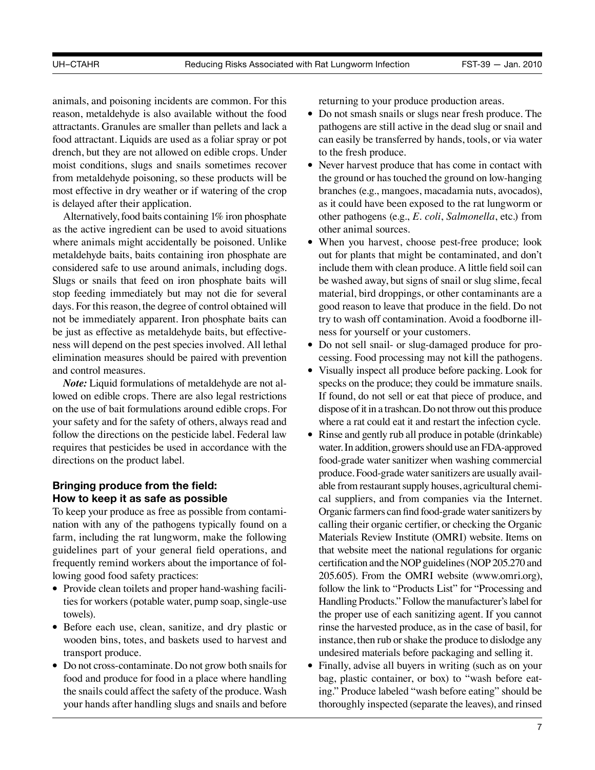animals, and poisoning incidents are common. For this reason, metaldehyde is also available without the food attractants. Granules are smaller than pellets and lack a food attractant. Liquids are used as a foliar spray or pot drench, but they are not allowed on edible crops. Under moist conditions, slugs and snails sometimes recover from metaldehyde poisoning, so these products will be most effective in dry weather or if watering of the crop is delayed after their application.

Alternatively, food baits containing 1% iron phosphate as the active ingredient can be used to avoid situations where animals might accidentally be poisoned. Unlike metaldehyde baits, baits containing iron phosphate are considered safe to use around animals, including dogs. Slugs or snails that feed on iron phosphate baits will stop feeding immediately but may not die for several days. For this reason, the degree of control obtained will not be immediately apparent. Iron phosphate baits can be just as effective as metaldehyde baits, but effectiveness will depend on the pest species involved. All lethal elimination measures should be paired with prevention and control measures.

***Note:*** Liquid formulations of metaldehyde are not allowed on edible crops. There are also legal restrictions on the use of bait formulations around edible crops. For your safety and for the safety of others, always read and follow the directions on the pesticide label. Federal law requires that pesticides be used in accordance with the directions on the product label.

### Bringing produce from the field: How to keep it as safe as possible

To keep your produce as free as possible from contamination with any of the pathogens typically found on a farm, including the rat lungworm, make the following guidelines part of your general field operations, and frequently remind workers about the importance of following good food safety practices:

- Provide clean toilets and proper hand-washing facilities for workers (potable water, pump soap, single-use towels).
- Before each use, clean, sanitize, and dry plastic or wooden bins, totes, and baskets used to harvest and transport produce.
- Do not cross-contaminate. Do not grow both snails for food and produce for food in a place where handling the snails could affect the safety of the produce. Wash your hands after handling slugs and snails and before returning to your produce production areas.
- Do not smash snails or slugs near fresh produce. The pathogens are still active in the dead slug or snail and can easily be transferred by hands, tools, or via water to the fresh produce.
- Never harvest produce that has come in contact with the ground or has touched the ground on low-hanging branches (e.g., mangoes, macadamia nuts, avocados), as it could have been exposed to the rat lungworm or other pathogens (e.g., *E. coli*, *Salmonella*, etc.) from other animal sources.
- When you harvest, choose pest-free produce; look out for plants that might be contaminated, and don't include them with clean produce. A little field soil can be washed away, but signs of snail or slug slime, fecal material, bird droppings, or other contaminants are a good reason to leave that produce in the field. Do not try to wash off contamination. Avoid a foodborne illness for yourself or your customers.
- Do not sell snail- or slug-damaged produce for processing. Food processing may not kill the pathogens.
- Visually inspect all produce before packing. Look for specks on the produce; they could be immature snails. If found, do not sell or eat that piece of produce, and dispose of it in a trashcan. Do not throw out this produce where a rat could eat it and restart the infection cycle.
- Rinse and gently rub all produce in potable (drinkable) water. In addition, growers should use an FDA-approved food-grade water sanitizer when washing commercial produce. Food-grade water sanitizers are usually available from restaurant supply houses, agricultural chemical suppliers, and from companies via the Internet. Organic farmers can find food-grade water sanitizers by calling their organic certifier, or checking the Organic Materials Review Institute (OMRI) website. Items on that website meet the national regulations for organic certification and the NOP guidelines (NOP 205.270 and 205.605). From the OMRI website (www.omri.org), follow the link to "Products List" for "Processing and Handling Products." Follow the manufacturer's label for the proper use of each sanitizing agent. If you cannot rinse the harvested produce, as in the case of basil, for instance, then rub or shake the produce to dislodge any undesired materials before packaging and selling it.
- Finally, advise all buyers in writing (such as on your bag, plastic container, or box) to "wash before eating." Produce labeled "wash before eating" should be thoroughly inspected (separate the leaves), and rinsed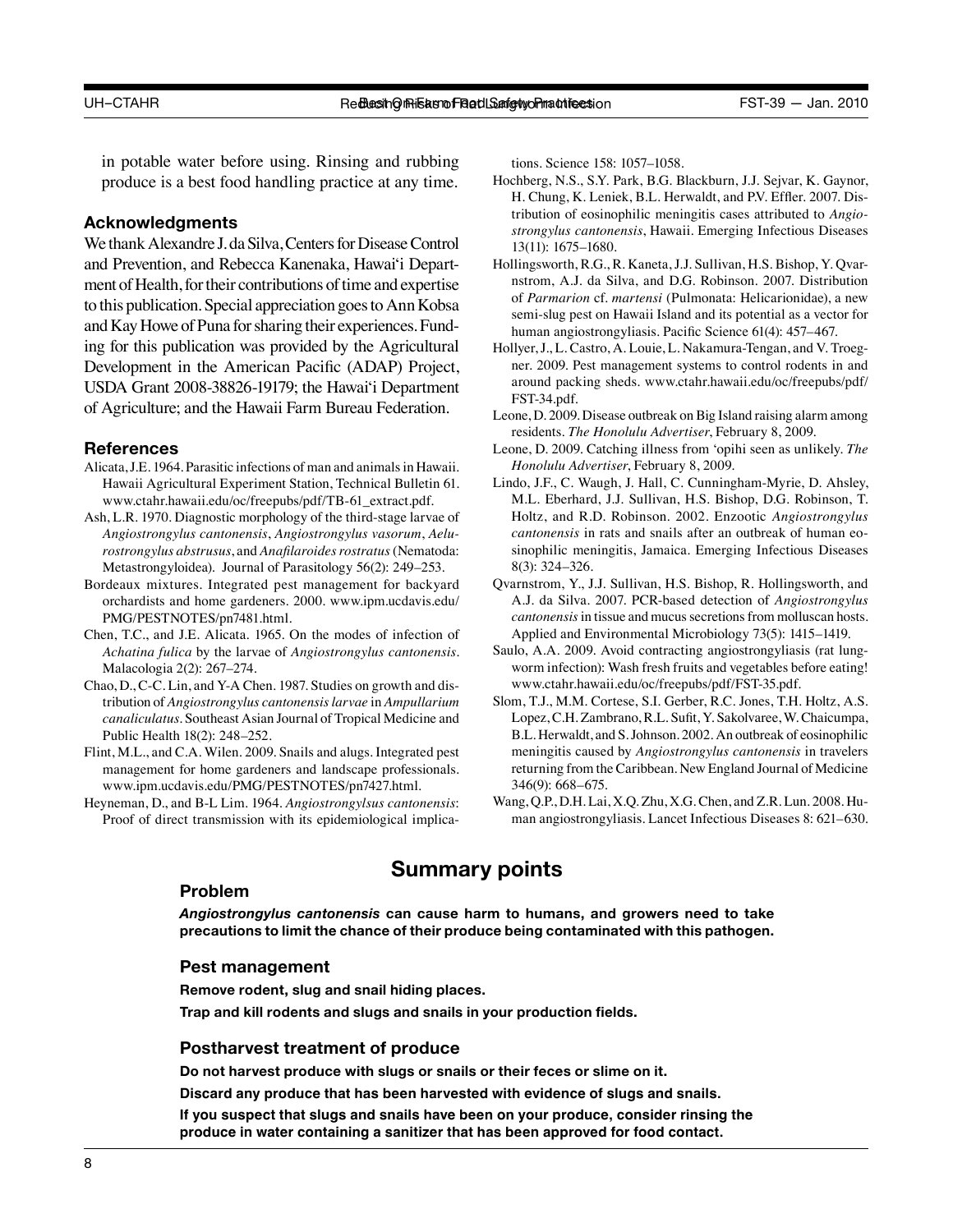in potable water before using. Rinsing and rubbing produce is a best food handling practice at any time.

### Acknowledgments

We thank Alexandre J. da Silva, Centers for Disease Control and Prevention, and Rebecca Kanenaka, Hawai'i Department of Health, for their contributions of time and expertise to this publication. Special appreciation goes to Ann Kobsa and Kay Howe of Puna for sharing their experiences. Funding for this publication was provided by the Agricultural Development in the American Pacific (ADAP) Project, USDA Grant 2008-38826-19179; the Hawai'i Department of Agriculture; and the Hawaii Farm Bureau Federation.

### References

Alicata, J.E. 1964. Parasitic infections of man and animals in Hawaii. Hawaii Agricultural Experiment Station, Technical Bulletin 61. www.ctahr.hawaii.edu/oc/freepubs/pdf/TB-61_extract.pdf.

Ash, L.R. 1970. Diagnostic morphology of the third-stage larvae of *Angiostrongylus cantonensis*, *Angiostrongylus vasorum*, *Aelurostrongylus abstrusus*, and *Anafilaroides rostratus* (Nematoda: Metastrongyloidea). Journal of Parasitology 56(2): 249–253.

Bordeaux mixtures. Integrated pest management for backyard orchardists and home gardeners. 2000. www.ipm.ucdavis.edu/PMG/PESTNOTES/pn7481.html.

Chen, T.C., and J.E. Alicata. 1965. On the modes of infection of *Achatina fulica* by the larvae of *Angiostrongylus cantonensis*. Malacologia 2(2): 267–274.

Chao, D., C-C. Lin, and Y-A Chen. 1987. Studies on growth and distribution of *Angiostrongylus cantonensis larvae* in *Ampullarium canaliculatus*. Southeast Asian Journal of Tropical Medicine and Public Health 18(2): 248–252.

Flint, M.L., and C.A. Wilen. 2009. Snails and alugs. Integrated pest management for home gardeners and landscape professionals. www.ipm.ucdavis.edu/PMG/PESTNOTES/pn7427.html.

Heyneman, D., and B-L Lim. 1964. *Angiostrongylsus cantonensis*: Proof of direct transmission with its epidemiological implications. Science 158: 1057–1058.

Hochberg, N.S., S.Y. Park, B.G. Blackburn, J.J. Sejvar, K. Gaynor, H. Chung, K. Leniek, B.L. Herwaldt, and P.V. Effler. 2007. Distribution of eosinophilic meningitis cases attributed to *Angiostrongylus cantonensis*, Hawaii. Emerging Infectious Diseases 13(11): 1675–1680.

Hollingsworth, R.G., R. Kaneta, J.J. Sullivan, H.S. Bishop, Y. Qvarnstrom, A.J. da Silva, and D.G. Robinson. 2007. Distribution of *Parmarion* cf. *martensi* (Pulmonata: Helicarionidae), a new semi-slug pest on Hawaii Island and its potential as a vector for human angiostrongyliasis. Pacific Science 61(4): 457–467.

Hollyer, J., L. Castro, A. Louie, L. Nakamura-Tengan, and V. Troegner. 2009. Pest management systems to control rodents in and around packing sheds. www.ctahr.hawaii.edu/oc/freepubs/pdf/FST-34.pdf.

Leone, D. 2009. Disease outbreak on Big Island raising alarm among residents. *The Honolulu Advertiser*, February 8, 2009.

Leone, D. 2009. Catching illness from 'opihi seen as unlikely. *The Honolulu Advertiser*, February 8, 2009.

Lindo, J.F., C. Waugh, J. Hall, C. Cunningham-Myrie, D. Ahsley, M.L. Eberhard, J.J. Sullivan, H.S. Bishop, D.G. Robinson, T. Holtz, and R.D. Robinson. 2002. Enzootic *Angiostrongylus cantonensis* in rats and snails after an outbreak of human eosinophilic meningitis, Jamaica. Emerging Infectious Diseases 8(3): 324–326.

Qvarnstrom, Y., J.J. Sullivan, H.S. Bishop, R. Hollingsworth, and A.J. da Silva. 2007. PCR-based detection of *Angiostrongylus cantonensis* in tissue and mucus secretions from molluscan hosts. Applied and Environmental Microbiology 73(5): 1415–1419.

Saulo, A.A. 2009. Avoid contracting angiostrongyliasis (rat lungworm infection): Wash fresh fruits and vegetables before eating! www.ctahr.hawaii.edu/oc/freepubs/pdf/FST-35.pdf.

Slom, T.J., M.M. Cortese, S.I. Gerber, R.C. Jones, T.H. Holtz, A.S. Lopez, C.H. Zambrano, R.L. Sufit, Y. Sakolvaree, W. Chaicumpa, B.L. Herwaldt, and S. Johnson. 2002. An outbreak of eosinophilic meningitis caused by *Angiostrongylus cantonensis* in travelers returning from the Caribbean. New England Journal of Medicine 346(9): 668–675.

Wang, Q.P., D.H. Lai, X.Q. Zhu, X.G. Chen, and Z.R. Lun. 2008. Human angiostrongyliasis. Lancet Infectious Diseases 8: 621–630.

## Summary points

### Problem

***Angiostrongylus cantonensis*** **can cause harm to humans, and growers need to take precautions to limit the chance of their produce being contaminated with this pathogen.**

### Pest management

**Remove rodent, slug and snail hiding places.**

**Trap and kill rodents and slugs and snails in your production fields.**

### Postharvest treatment of produce

**Do not harvest produce with slugs or snails or their feces or slime on it.**

**Discard any produce that has been harvested with evidence of slugs and snails.**

**If you suspect that slugs and snails have been on your produce, consider rinsing the produce in water containing a sanitizer that has been approved for food contact.**